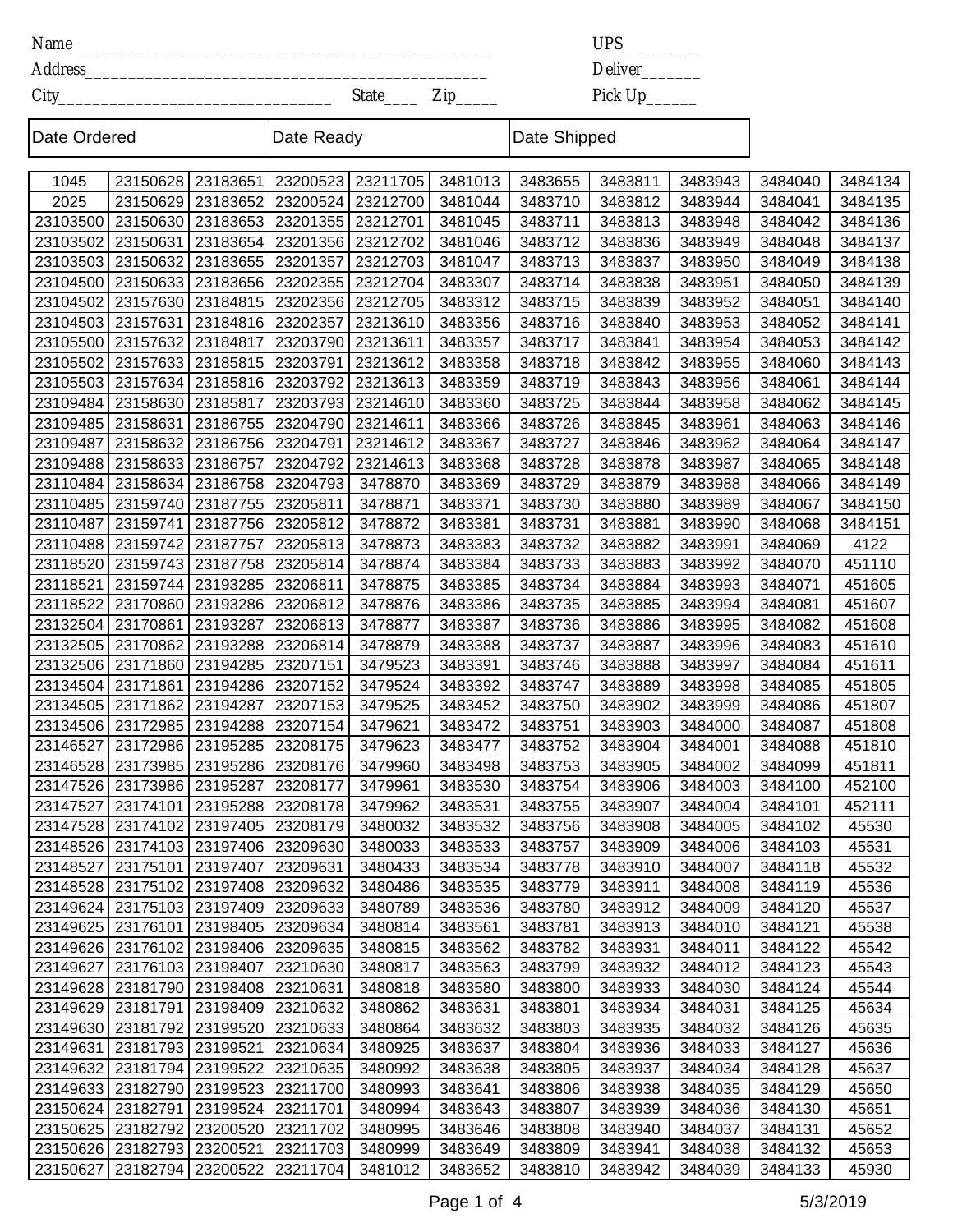Name_______________________________________________ UPS________

Address_____________________________________________ Deliver______

City______________________________ State____ Zip_____ Pick Up______

| Date Ordered | Date Ready | Date Shipped |
|---|---|---|
| | | |

| | | | | | | | | | |
|---|---|---|---|---|---|---|---|---|---|
| 1045 | 23150628 | 23183651 | 23200523 | 23211705 | 3481013 | 3483655 | 3483811 | 3483943 | 3484040 | 3484134 |
| 2025 | 23150629 | 23183652 | 23200524 | 23212700 | 3481044 | 3483710 | 3483812 | 3483944 | 3484041 | 3484135 |
| 23103500 | 23150630 | 23183653 | 23201355 | 23212701 | 3481045 | 3483711 | 3483813 | 3483948 | 3484042 | 3484136 |
| 23103502 | 23150631 | 23183654 | 23201356 | 23212702 | 3481046 | 3483712 | 3483836 | 3483949 | 3484048 | 3484137 |
| 23103503 | 23150632 | 23183655 | 23201357 | 23212703 | 3481047 | 3483713 | 3483837 | 3483950 | 3484049 | 3484138 |
| 23104500 | 23150633 | 23183656 | 23202355 | 23212704 | 3483307 | 3483714 | 3483838 | 3483951 | 3484050 | 3484139 |
| 23104502 | 23157630 | 23184815 | 23202356 | 23212705 | 3483312 | 3483715 | 3483839 | 3483952 | 3484051 | 3484140 |
| 23104503 | 23157631 | 23184816 | 23202357 | 23213610 | 3483356 | 3483716 | 3483840 | 3483953 | 3484052 | 3484141 |
| 23105500 | 23157632 | 23184817 | 23203790 | 23213611 | 3483357 | 3483717 | 3483841 | 3483954 | 3484053 | 3484142 |
| 23105502 | 23157633 | 23185815 | 23203791 | 23213612 | 3483358 | 3483718 | 3483842 | 3483955 | 3484060 | 3484143 |
| 23105503 | 23157634 | 23185816 | 23203792 | 23213613 | 3483359 | 3483719 | 3483843 | 3483956 | 3484061 | 3484144 |
| 23109484 | 23158630 | 23185817 | 23203793 | 23214610 | 3483360 | 3483725 | 3483844 | 3483958 | 3484062 | 3484145 |
| 23109485 | 23158631 | 23186755 | 23204790 | 23214611 | 3483366 | 3483726 | 3483845 | 3483961 | 3484063 | 3484146 |
| 23109487 | 23158632 | 23186756 | 23204791 | 23214612 | 3483367 | 3483727 | 3483846 | 3483962 | 3484064 | 3484147 |
| 23109488 | 23158633 | 23186757 | 23204792 | 23214613 | 3483368 | 3483728 | 3483878 | 3483987 | 3484065 | 3484148 |
| 23110484 | 23158634 | 23186758 | 23204793 | 3478870 | 3483369 | 3483729 | 3483879 | 3483988 | 3484066 | 3484149 |
| 23110485 | 23159740 | 23187755 | 23205811 | 3478871 | 3483371 | 3483730 | 3483880 | 3483989 | 3484067 | 3484150 |
| 23110487 | 23159741 | 23187756 | 23205812 | 3478872 | 3483381 | 3483731 | 3483881 | 3483990 | 3484068 | 3484151 |
| 23110488 | 23159742 | 23187757 | 23205813 | 3478873 | 3483383 | 3483732 | 3483882 | 3483991 | 3484069 | 4122 |
| 23118520 | 23159743 | 23187758 | 23205814 | 3478874 | 3483384 | 3483733 | 3483883 | 3483992 | 3484070 | 451110 |
| 23118521 | 23159744 | 23193285 | 23206811 | 3478875 | 3483385 | 3483734 | 3483884 | 3483993 | 3484071 | 451605 |
| 23118522 | 23170860 | 23193286 | 23206812 | 3478876 | 3483386 | 3483735 | 3483885 | 3483994 | 3484081 | 451607 |
| 23132504 | 23170861 | 23193287 | 23206813 | 3478877 | 3483387 | 3483736 | 3483886 | 3483995 | 3484082 | 451608 |
| 23132505 | 23170862 | 23193288 | 23206814 | 3478879 | 3483388 | 3483737 | 3483887 | 3483996 | 3484083 | 451610 |
| 23132506 | 23171860 | 23194285 | 23207151 | 3479523 | 3483391 | 3483746 | 3483888 | 3483997 | 3484084 | 451611 |
| 23134504 | 23171861 | 23194286 | 23207152 | 3479524 | 3483392 | 3483747 | 3483889 | 3483998 | 3484085 | 451805 |
| 23134505 | 23171862 | 23194287 | 23207153 | 3479525 | 3483452 | 3483750 | 3483902 | 3483999 | 3484086 | 451807 |
| 23134506 | 23172985 | 23194288 | 23207154 | 3479621 | 3483472 | 3483751 | 3483903 | 3484000 | 3484087 | 451808 |
| 23146527 | 23172986 | 23195285 | 23208175 | 3479623 | 3483477 | 3483752 | 3483904 | 3484001 | 3484088 | 451810 |
| 23146528 | 23173985 | 23195286 | 23208176 | 3479960 | 3483498 | 3483753 | 3483905 | 3484002 | 3484099 | 451811 |
| 23147526 | 23173986 | 23195287 | 23208177 | 3479961 | 3483530 | 3483754 | 3483906 | 3484003 | 3484100 | 452100 |
| 23147527 | 23174101 | 23195288 | 23208178 | 3479962 | 3483531 | 3483755 | 3483907 | 3484004 | 3484101 | 452111 |
| 23147528 | 23174102 | 23197405 | 23208179 | 3480032 | 3483532 | 3483756 | 3483908 | 3484005 | 3484102 | 45530 |
| 23148526 | 23174103 | 23197406 | 23209630 | 3480033 | 3483533 | 3483757 | 3483909 | 3484006 | 3484103 | 45531 |
| 23148527 | 23175101 | 23197407 | 23209631 | 3480433 | 3483534 | 3483778 | 3483910 | 3484007 | 3484118 | 45532 |
| 23148528 | 23175102 | 23197408 | 23209632 | 3480486 | 3483535 | 3483779 | 3483911 | 3484008 | 3484119 | 45536 |
| 23149624 | 23175103 | 23197409 | 23209633 | 3480789 | 3483536 | 3483780 | 3483912 | 3484009 | 3484120 | 45537 |
| 23149625 | 23176101 | 23198405 | 23209634 | 3480814 | 3483561 | 3483781 | 3483913 | 3484010 | 3484121 | 45538 |
| 23149626 | 23176102 | 23198406 | 23209635 | 3480815 | 3483562 | 3483782 | 3483931 | 3484011 | 3484122 | 45542 |
| 23149627 | 23176103 | 23198407 | 23210630 | 3480817 | 3483563 | 3483799 | 3483932 | 3484012 | 3484123 | 45543 |
| 23149628 | 23181790 | 23198408 | 23210631 | 3480818 | 3483580 | 3483800 | 3483933 | 3484030 | 3484124 | 45544 |
| 23149629 | 23181791 | 23198409 | 23210632 | 3480862 | 3483631 | 3483801 | 3483934 | 3484031 | 3484125 | 45634 |
| 23149630 | 23181792 | 23199520 | 23210633 | 3480864 | 3483632 | 3483803 | 3483935 | 3484032 | 3484126 | 45635 |
| 23149631 | 23181793 | 23199521 | 23210634 | 3480925 | 3483637 | 3483804 | 3483936 | 3484033 | 3484127 | 45636 |
| 23149632 | 23181794 | 23199522 | 23210635 | 3480992 | 3483638 | 3483805 | 3483937 | 3484034 | 3484128 | 45637 |
| 23149633 | 23182790 | 23199523 | 23211700 | 3480993 | 3483641 | 3483806 | 3483938 | 3484035 | 3484129 | 45650 |
| 23150624 | 23182791 | 23199524 | 23211701 | 3480994 | 3483643 | 3483807 | 3483939 | 3484036 | 3484130 | 45651 |
| 23150625 | 23182792 | 23200520 | 23211702 | 3480995 | 3483646 | 3483808 | 3483940 | 3484037 | 3484131 | 45652 |
| 23150626 | 23182793 | 23200521 | 23211703 | 3480999 | 3483649 | 3483809 | 3483941 | 3484038 | 3484132 | 45653 |
| 23150627 | 23182794 | 23200522 | 23211704 | 3481012 | 3483652 | 3483810 | 3483942 | 3484039 | 3484133 | 45930 |

5/3/2019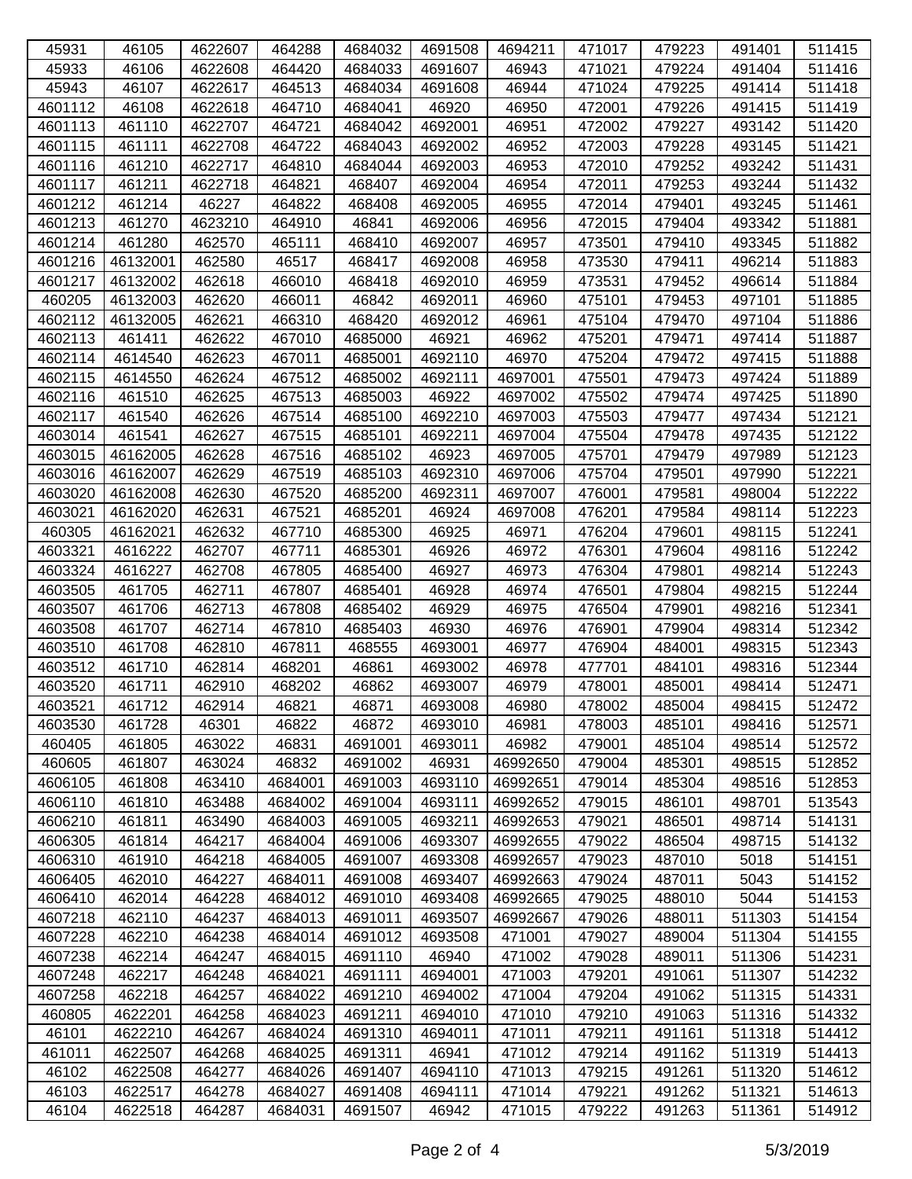| 45931 | 46105 | 4622607 | 464288 | 4684032 | 4691508 | 4694211 | 471017 | 479223 | 491401 | 511415 |
|---|---|---|---|---|---|---|---|---|---|---|
| 45933 | 46106 | 4622608 | 464420 | 4684033 | 4691607 | 46943 | 471021 | 479224 | 491404 | 511416 |
| 45943 | 46107 | 4622617 | 464513 | 4684034 | 4691608 | 46944 | 471024 | 479225 | 491414 | 511418 |
| 4601112 | 46108 | 4622618 | 464710 | 4684041 | 46920 | 46950 | 472001 | 479226 | 491415 | 511419 |
| 4601113 | 461110 | 4622707 | 464721 | 4684042 | 4692001 | 46951 | 472002 | 479227 | 493142 | 511420 |
| 4601115 | 461111 | 4622708 | 464722 | 4684043 | 4692002 | 46952 | 472003 | 479228 | 493145 | 511421 |
| 4601116 | 461210 | 4622717 | 464810 | 4684044 | 4692003 | 46953 | 472010 | 479252 | 493242 | 511431 |
| 4601117 | 461211 | 4622718 | 464821 | 468407 | 4692004 | 46954 | 472011 | 479253 | 493244 | 511432 |
| 4601212 | 461214 | 46227 | 464822 | 468408 | 4692005 | 46955 | 472014 | 479401 | 493245 | 511461 |
| 4601213 | 461270 | 4623210 | 464910 | 46841 | 4692006 | 46956 | 472015 | 479404 | 493342 | 511881 |
| 4601214 | 461280 | 462570 | 465111 | 468410 | 4692007 | 46957 | 473501 | 479410 | 493345 | 511882 |
| 4601216 | 46132001 | 462580 | 46517 | 468417 | 4692008 | 46958 | 473530 | 479411 | 496214 | 511883 |
| 4601217 | 46132002 | 462618 | 466010 | 468418 | 4692010 | 46959 | 473531 | 479452 | 496614 | 511884 |
| 460205 | 46132003 | 462620 | 466011 | 46842 | 4692011 | 46960 | 475101 | 479453 | 497101 | 511885 |
| 4602112 | 46132005 | 462621 | 466310 | 468420 | 4692012 | 46961 | 475104 | 479470 | 497104 | 511886 |
| 4602113 | 461411 | 462622 | 467010 | 4685000 | 46921 | 46962 | 475201 | 479471 | 497414 | 511887 |
| 4602114 | 4614540 | 462623 | 467011 | 4685001 | 4692110 | 46970 | 475204 | 479472 | 497415 | 511888 |
| 4602115 | 4614550 | 462624 | 467512 | 4685002 | 4692111 | 4697001 | 475501 | 479473 | 497424 | 511889 |
| 4602116 | 461510 | 462625 | 467513 | 4685003 | 46922 | 4697002 | 475502 | 479474 | 497425 | 511890 |
| 4602117 | 461540 | 462626 | 467514 | 4685100 | 4692210 | 4697003 | 475503 | 479477 | 497434 | 512121 |
| 4603014 | 461541 | 462627 | 467515 | 4685101 | 4692211 | 4697004 | 475504 | 479478 | 497435 | 512122 |
| 4603015 | 46162005 | 462628 | 467516 | 4685102 | 46923 | 4697005 | 475701 | 479479 | 497989 | 512123 |
| 4603016 | 46162007 | 462629 | 467519 | 4685103 | 4692310 | 4697006 | 475704 | 479501 | 497990 | 512221 |
| 4603020 | 46162008 | 462630 | 467520 | 4685200 | 4692311 | 4697007 | 476001 | 479581 | 498004 | 512222 |
| 4603021 | 46162020 | 462631 | 467521 | 4685201 | 46924 | 4697008 | 476201 | 479584 | 498114 | 512223 |
| 460305 | 46162021 | 462632 | 467710 | 4685300 | 46925 | 46971 | 476204 | 479601 | 498115 | 512241 |
| 4603321 | 4616222 | 462707 | 467711 | 4685301 | 46926 | 46972 | 476301 | 479604 | 498116 | 512242 |
| 4603324 | 4616227 | 462708 | 467805 | 4685400 | 46927 | 46973 | 476304 | 479801 | 498214 | 512243 |
| 4603505 | 461705 | 462711 | 467807 | 4685401 | 46928 | 46974 | 476501 | 479804 | 498215 | 512244 |
| 4603507 | 461706 | 462713 | 467808 | 4685402 | 46929 | 46975 | 476504 | 479901 | 498216 | 512341 |
| 4603508 | 461707 | 462714 | 467810 | 4685403 | 46930 | 46976 | 476901 | 479904 | 498314 | 512342 |
| 4603510 | 461708 | 462810 | 467811 | 468555 | 4693001 | 46977 | 476904 | 484001 | 498315 | 512343 |
| 4603512 | 461710 | 462814 | 468201 | 46861 | 4693002 | 46978 | 477701 | 484101 | 498316 | 512344 |
| 4603520 | 461711 | 462910 | 468202 | 46862 | 4693007 | 46979 | 478001 | 485001 | 498414 | 512471 |
| 4603521 | 461712 | 462914 | 46821 | 46871 | 4693008 | 46980 | 478002 | 485004 | 498415 | 512472 |
| 4603530 | 461728 | 46301 | 46822 | 46872 | 4693010 | 46981 | 478003 | 485101 | 498416 | 512571 |
| 460405 | 461805 | 463022 | 46831 | 4691001 | 4693011 | 46982 | 479001 | 485104 | 498514 | 512572 |
| 460605 | 461807 | 463024 | 46832 | 4691002 | 46931 | 46992650 | 479004 | 485301 | 498515 | 512852 |
| 4606105 | 461808 | 463410 | 4684001 | 4691003 | 4693110 | 46992651 | 479014 | 485304 | 498516 | 512853 |
| 4606110 | 461810 | 463488 | 4684002 | 4691004 | 4693111 | 46992652 | 479015 | 486101 | 498701 | 513543 |
| 4606210 | 461811 | 463490 | 4684003 | 4691005 | 4693211 | 46992653 | 479021 | 486501 | 498714 | 514131 |
| 4606305 | 461814 | 464217 | 4684004 | 4691006 | 4693307 | 46992655 | 479022 | 486504 | 498715 | 514132 |
| 4606310 | 461910 | 464218 | 4684005 | 4691007 | 4693308 | 46992657 | 479023 | 487010 | 5018 | 514151 |
| 4606405 | 462010 | 464227 | 4684011 | 4691008 | 4693407 | 46992663 | 479024 | 487011 | 5043 | 514152 |
| 4606410 | 462014 | 464228 | 4684012 | 4691010 | 4693408 | 46992665 | 479025 | 488010 | 5044 | 514153 |
| 4607218 | 462110 | 464237 | 4684013 | 4691011 | 4693507 | 46992667 | 479026 | 488011 | 511303 | 514154 |
| 4607228 | 462210 | 464238 | 4684014 | 4691012 | 4693508 | 471001 | 479027 | 489004 | 511304 | 514155 |
| 4607238 | 462214 | 464247 | 4684015 | 4691110 | 46940 | 471002 | 479028 | 489011 | 511306 | 514231 |
| 4607248 | 462217 | 464248 | 4684021 | 4691111 | 4694001 | 471003 | 479201 | 491061 | 511307 | 514232 |
| 4607258 | 462218 | 464257 | 4684022 | 4691210 | 4694002 | 471004 | 479204 | 491062 | 511315 | 514331 |
| 460805 | 4622201 | 464258 | 4684023 | 4691211 | 4694010 | 471010 | 479210 | 491063 | 511316 | 514332 |
| 46101 | 4622210 | 464267 | 4684024 | 4691310 | 4694011 | 471011 | 479211 | 491161 | 511318 | 514412 |
| 461011 | 4622507 | 464268 | 4684025 | 4691311 | 46941 | 471012 | 479214 | 491162 | 511319 | 514413 |
| 46102 | 4622508 | 464277 | 4684026 | 4691407 | 4694110 | 471013 | 479215 | 491261 | 511320 | 514612 |
| 46103 | 4622517 | 464278 | 4684027 | 4691408 | 4694111 | 471014 | 479221 | 491262 | 511321 | 514613 |
| 46104 | 4622518 | 464287 | 4684031 | 4691507 | 46942 | 471015 | 479222 | 491263 | 511361 | 514912 |

5/3/2019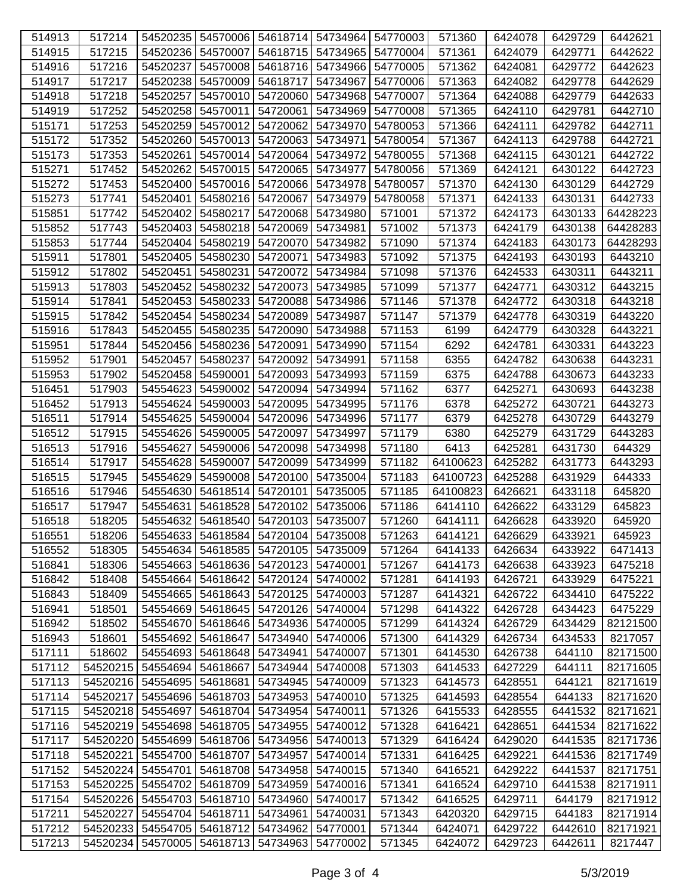| 514913 | 517214 | 54520235 | 54570006 | 54618714 | 54734964 | 54770003 | 571360 | 6424078 | 6429729 | 6442621 |
|---|---|---|---|---|---|---|---|---|---|---|
| 514915 | 517215 | 54520236 | 54570007 | 54618715 | 54734965 | 54770004 | 571361 | 6424079 | 6429771 | 6442622 |
| 514916 | 517216 | 54520237 | 54570008 | 54618716 | 54734966 | 54770005 | 571362 | 6424081 | 6429772 | 6442623 |
| 514917 | 517217 | 54520238 | 54570009 | 54618717 | 54734967 | 54770006 | 571363 | 6424082 | 6429778 | 6442629 |
| 514918 | 517218 | 54520257 | 54570010 | 54720060 | 54734968 | 54770007 | 571364 | 6424088 | 6429779 | 6442633 |
| 514919 | 517252 | 54520258 | 54570011 | 54720061 | 54734969 | 54770008 | 571365 | 6424110 | 6429781 | 6442710 |
| 515171 | 517253 | 54520259 | 54570012 | 54720062 | 54734970 | 54780053 | 571366 | 6424111 | 6429782 | 6442711 |
| 515172 | 517352 | 54520260 | 54570013 | 54720063 | 54734971 | 54780054 | 571367 | 6424113 | 6429788 | 6442721 |
| 515173 | 517353 | 54520261 | 54570014 | 54720064 | 54734972 | 54780055 | 571368 | 6424115 | 6430121 | 6442722 |
| 515271 | 517452 | 54520262 | 54570015 | 54720065 | 54734977 | 54780056 | 571369 | 6424121 | 6430122 | 6442723 |
| 515272 | 517453 | 54520400 | 54570016 | 54720066 | 54734978 | 54780057 | 571370 | 6424130 | 6430129 | 6442729 |
| 515273 | 517741 | 54520401 | 54580216 | 54720067 | 54734979 | 54780058 | 571371 | 6424133 | 6430131 | 6442733 |
| 515851 | 517742 | 54520402 | 54580217 | 54720068 | 54734980 | 571001 | 571372 | 6424173 | 6430133 | 64428223 |
| 515852 | 517743 | 54520403 | 54580218 | 54720069 | 54734981 | 571002 | 571373 | 6424179 | 6430138 | 64428283 |
| 515853 | 517744 | 54520404 | 54580219 | 54720070 | 54734982 | 571090 | 571374 | 6424183 | 6430173 | 64428293 |
| 515911 | 517801 | 54520405 | 54580230 | 54720071 | 54734983 | 571092 | 571375 | 6424193 | 6430193 | 6443210 |
| 515912 | 517802 | 54520451 | 54580231 | 54720072 | 54734984 | 571098 | 571376 | 6424533 | 6430311 | 6443211 |
| 515913 | 517803 | 54520452 | 54580232 | 54720073 | 54734985 | 571099 | 571377 | 6424771 | 6430312 | 6443215 |
| 515914 | 517841 | 54520453 | 54580233 | 54720088 | 54734986 | 571146 | 571378 | 6424772 | 6430318 | 6443218 |
| 515915 | 517842 | 54520454 | 54580234 | 54720089 | 54734987 | 571147 | 571379 | 6424778 | 6430319 | 6443220 |
| 515916 | 517843 | 54520455 | 54580235 | 54720090 | 54734988 | 571153 | 6199 | 6424779 | 6430328 | 6443221 |
| 515951 | 517844 | 54520456 | 54580236 | 54720091 | 54734990 | 571154 | 6292 | 6424781 | 6430331 | 6443223 |
| 515952 | 517901 | 54520457 | 54580237 | 54720092 | 54734991 | 571158 | 6355 | 6424782 | 6430638 | 6443231 |
| 515953 | 517902 | 54520458 | 54590001 | 54720093 | 54734993 | 571159 | 6375 | 6424788 | 6430673 | 6443233 |
| 516451 | 517903 | 54554623 | 54590002 | 54720094 | 54734994 | 571162 | 6377 | 6425271 | 6430693 | 6443238 |
| 516452 | 517913 | 54554624 | 54590003 | 54720095 | 54734995 | 571176 | 6378 | 6425272 | 6430721 | 6443273 |
| 516511 | 517914 | 54554625 | 54590004 | 54720096 | 54734996 | 571177 | 6379 | 6425278 | 6430729 | 6443279 |
| 516512 | 517915 | 54554626 | 54590005 | 54720097 | 54734997 | 571179 | 6380 | 6425279 | 6431729 | 6443283 |
| 516513 | 517916 | 54554627 | 54590006 | 54720098 | 54734998 | 571180 | 6413 | 6425281 | 6431730 | 644329 |
| 516514 | 517917 | 54554628 | 54590007 | 54720099 | 54734999 | 571182 | 64100623 | 6425282 | 6431773 | 6443293 |
| 516515 | 517945 | 54554629 | 54590008 | 54720100 | 54735004 | 571183 | 64100723 | 6425288 | 6431929 | 644333 |
| 516516 | 517946 | 54554630 | 54618514 | 54720101 | 54735005 | 571185 | 64100823 | 6426621 | 6433118 | 645820 |
| 516517 | 517947 | 54554631 | 54618528 | 54720102 | 54735006 | 571186 | 6414110 | 6426622 | 6433129 | 645823 |
| 516518 | 518205 | 54554632 | 54618540 | 54720103 | 54735007 | 571260 | 6414111 | 6426628 | 6433920 | 645920 |
| 516551 | 518206 | 54554633 | 54618584 | 54720104 | 54735008 | 571263 | 6414121 | 6426629 | 6433921 | 645923 |
| 516552 | 518305 | 54554634 | 54618585 | 54720105 | 54735009 | 571264 | 6414133 | 6426634 | 6433922 | 6471413 |
| 516841 | 518306 | 54554663 | 54618636 | 54720123 | 54740001 | 571267 | 6414173 | 6426638 | 6433923 | 6475218 |
| 516842 | 518408 | 54554664 | 54618642 | 54720124 | 54740002 | 571281 | 6414193 | 6426721 | 6433929 | 6475221 |
| 516843 | 518409 | 54554665 | 54618643 | 54720125 | 54740003 | 571287 | 6414321 | 6426722 | 6434410 | 6475222 |
| 516941 | 518501 | 54554669 | 54618645 | 54720126 | 54740004 | 571298 | 6414322 | 6426728 | 6434423 | 6475229 |
| 516942 | 518502 | 54554670 | 54618646 | 54734936 | 54740005 | 571299 | 6414324 | 6426729 | 6434429 | 82121500 |
| 516943 | 518601 | 54554692 | 54618647 | 54734940 | 54740006 | 571300 | 6414329 | 6426734 | 6434533 | 8217057 |
| 517111 | 518602 | 54554693 | 54618648 | 54734941 | 54740007 | 571301 | 6414530 | 6426738 | 644110 | 82171500 |
| 517112 | 54520215 | 54554694 | 54618667 | 54734944 | 54740008 | 571303 | 6414533 | 6427229 | 644111 | 82171605 |
| 517113 | 54520216 | 54554695 | 54618681 | 54734945 | 54740009 | 571323 | 6414573 | 6428551 | 644121 | 82171619 |
| 517114 | 54520217 | 54554696 | 54618703 | 54734953 | 54740010 | 571325 | 6414593 | 6428554 | 644133 | 82171620 |
| 517115 | 54520218 | 54554697 | 54618704 | 54734954 | 54740011 | 571326 | 6415533 | 6428555 | 6441532 | 82171621 |
| 517116 | 54520219 | 54554698 | 54618705 | 54734955 | 54740012 | 571328 | 6416421 | 6428651 | 6441534 | 82171622 |
| 517117 | 54520220 | 54554699 | 54618706 | 54734956 | 54740013 | 571329 | 6416424 | 6429020 | 6441535 | 82171736 |
| 517118 | 54520221 | 54554700 | 54618707 | 54734957 | 54740014 | 571331 | 6416425 | 6429221 | 6441536 | 82171749 |
| 517152 | 54520224 | 54554701 | 54618708 | 54734958 | 54740015 | 571340 | 6416521 | 6429222 | 6441537 | 82171751 |
| 517153 | 54520225 | 54554702 | 54618709 | 54734959 | 54740016 | 571341 | 6416524 | 6429710 | 6441538 | 82171911 |
| 517154 | 54520226 | 54554703 | 54618710 | 54734960 | 54740017 | 571342 | 6416525 | 6429711 | 644179 | 82171912 |
| 517211 | 54520227 | 54554704 | 54618711 | 54734961 | 54740031 | 571343 | 6420320 | 6429715 | 644183 | 82171914 |
| 517212 | 54520233 | 54554705 | 54618712 | 54734962 | 54770001 | 571344 | 6424071 | 6429722 | 6442610 | 82171921 |
| 517213 | 54520234 | 54570005 | 54618713 | 54734963 | 54770002 | 571345 | 6424072 | 6429723 | 6442611 | 8217447 |

5/3/2019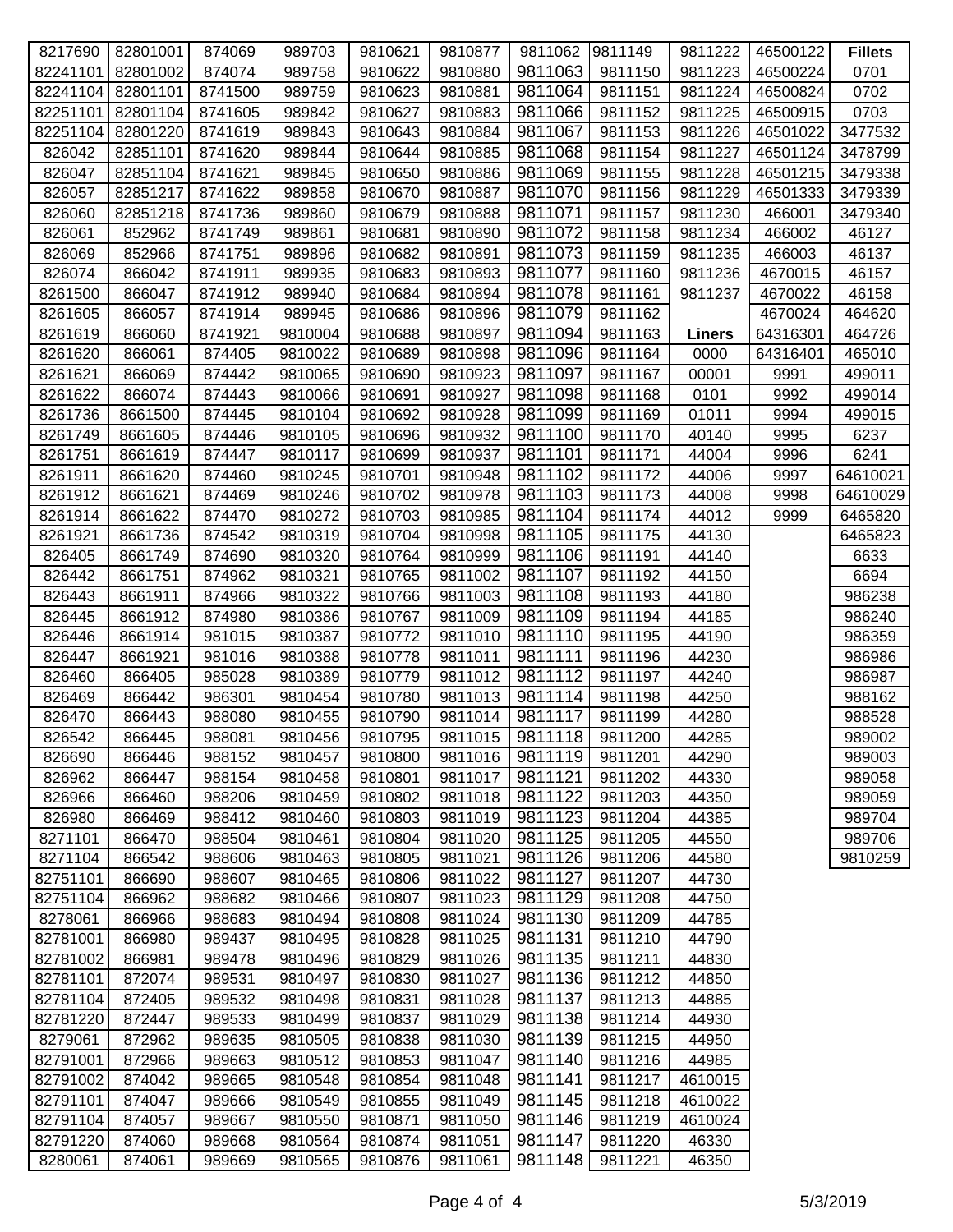| | | | | | | | | | | |
|---|---|---|---|---|---|---|---|---|---|---|
| 8217690 | 82801001 | 874069 | 989703 | 9810621 | 9810877 | 9811062 | 9811149 | 9811222 | 46500122 | **Fillets** |
| 82241101 | 82801002 | 874074 | 989758 | 9810622 | 9810880 | 9811063 | 9811150 | 9811223 | 46500224 | 0701 |
| 82241104 | 82801101 | 8741500 | 989759 | 9810623 | 9810881 | 9811064 | 9811151 | 9811224 | 46500824 | 0702 |
| 82251101 | 82801104 | 8741605 | 989842 | 9810627 | 9810883 | 9811066 | 9811152 | 9811225 | 46500915 | 0703 |
| 82251104 | 82801220 | 8741619 | 989843 | 9810643 | 9810884 | 9811067 | 9811153 | 9811226 | 46501022 | 3477532 |
| 826042 | 82851101 | 8741620 | 989844 | 9810644 | 9810885 | 9811068 | 9811154 | 9811227 | 46501124 | 3478799 |
| 826047 | 82851104 | 8741621 | 989845 | 9810650 | 9810886 | 9811069 | 9811155 | 9811228 | 46501215 | 3479338 |
| 826057 | 82851217 | 8741622 | 989858 | 9810670 | 9810887 | 9811070 | 9811156 | 9811229 | 46501333 | 3479339 |
| 826060 | 82851218 | 8741736 | 989860 | 9810679 | 9810888 | 9811071 | 9811157 | 9811230 | 466001 | 3479340 |
| 826061 | 852962 | 8741749 | 989861 | 9810681 | 9810890 | 9811072 | 9811158 | 9811234 | 466002 | 46127 |
| 826069 | 852966 | 8741751 | 989896 | 9810682 | 9810891 | 9811073 | 9811159 | 9811235 | 466003 | 46137 |
| 826074 | 866042 | 8741911 | 989935 | 9810683 | 9810893 | 9811077 | 9811160 | 9811236 | 4670015 | 46157 |
| 8261500 | 866047 | 8741912 | 989940 | 9810684 | 9810894 | 9811078 | 9811161 | 9811237 | 4670022 | 46158 |
| 8261605 | 866057 | 8741914 | 989945 | 9810686 | 9810896 | 9811079 | 9811162 | | 4670024 | 464620 |
| 8261619 | 866060 | 8741921 | 9810004 | 9810688 | 9810897 | 9811094 | 9811163 | **Liners** | 64316301 | 464726 |
| 8261620 | 866061 | 874405 | 9810022 | 9810689 | 9810898 | 9811096 | 9811164 | 0000 | 64316401 | 465010 |
| 8261621 | 866069 | 874442 | 9810065 | 9810690 | 9810923 | 9811097 | 9811167 | 00001 | 9991 | 499011 |
| 8261622 | 866074 | 874443 | 9810066 | 9810691 | 9810927 | 9811098 | 9811168 | 0101 | 9992 | 499014 |
| 8261736 | 8661500 | 874445 | 9810104 | 9810692 | 9810928 | 9811099 | 9811169 | 01011 | 9994 | 499015 |
| 8261749 | 8661605 | 874446 | 9810105 | 9810696 | 9810932 | 9811100 | 9811170 | 40140 | 9995 | 6237 |
| 8261751 | 8661619 | 874447 | 9810117 | 9810699 | 9810937 | 9811101 | 9811171 | 44004 | 9996 | 6241 |
| 8261911 | 8661620 | 874460 | 9810245 | 9810701 | 9810948 | 9811102 | 9811172 | 44006 | 9997 | 64610021 |
| 8261912 | 8661621 | 874469 | 9810246 | 9810702 | 9810978 | 9811103 | 9811173 | 44008 | 9998 | 64610029 |
| 8261914 | 8661622 | 874470 | 9810272 | 9810703 | 9810985 | 9811104 | 9811174 | 44012 | 9999 | 6465820 |
| 8261921 | 8661736 | 874542 | 9810319 | 9810704 | 9810998 | 9811105 | 9811175 | 44130 | | 6465823 |
| 826405 | 8661749 | 874690 | 9810320 | 9810764 | 9810999 | 9811106 | 9811191 | 44140 | | 6633 |
| 826442 | 8661751 | 874962 | 9810321 | 9810765 | 9811002 | 9811107 | 9811192 | 44150 | | 6694 |
| 826443 | 8661911 | 874966 | 9810322 | 9810766 | 9811003 | 9811108 | 9811193 | 44180 | | 986238 |
| 826445 | 8661912 | 874980 | 9810386 | 9810767 | 9811009 | 9811109 | 9811194 | 44185 | | 986240 |
| 826446 | 8661914 | 981015 | 9810387 | 9810772 | 9811010 | 9811110 | 9811195 | 44190 | | 986359 |
| 826447 | 8661921 | 981016 | 9810388 | 9810778 | 9811011 | 9811111 | 9811196 | 44230 | | 986986 |
| 826460 | 866405 | 985028 | 9810389 | 9810779 | 9811012 | 9811112 | 9811197 | 44240 | | 986987 |
| 826469 | 866442 | 986301 | 9810454 | 9810780 | 9811013 | 9811114 | 9811198 | 44250 | | 988162 |
| 826470 | 866443 | 988080 | 9810455 | 9810790 | 9811014 | 9811117 | 9811199 | 44280 | | 988528 |
| 826542 | 866445 | 988081 | 9810456 | 9810795 | 9811015 | 9811118 | 9811200 | 44285 | | 989002 |
| 826690 | 866446 | 988152 | 9810457 | 9810800 | 9811016 | 9811119 | 9811201 | 44290 | | 989003 |
| 826962 | 866447 | 988154 | 9810458 | 9810801 | 9811017 | 9811121 | 9811202 | 44330 | | 989058 |
| 826966 | 866460 | 988206 | 9810459 | 9810802 | 9811018 | 9811122 | 9811203 | 44350 | | 989059 |
| 826980 | 866469 | 988412 | 9810460 | 9810803 | 9811019 | 9811123 | 9811204 | 44385 | | 989704 |
| 8271101 | 866470 | 988504 | 9810461 | 9810804 | 9811020 | 9811125 | 9811205 | 44550 | | 989706 |
| 8271104 | 866542 | 988606 | 9810463 | 9810805 | 9811021 | 9811126 | 9811206 | 44580 | | 9810259 |
| 82751101 | 866690 | 988607 | 9810465 | 9810806 | 9811022 | 9811127 | 9811207 | 44730 | | |
| 82751104 | 866962 | 988682 | 9810466 | 9810807 | 9811023 | 9811129 | 9811208 | 44750 | | |
| 8278061 | 866966 | 988683 | 9810494 | 9810808 | 9811024 | 9811130 | 9811209 | 44785 | | |
| 82781001 | 866980 | 989437 | 9810495 | 9810828 | 9811025 | 9811131 | 9811210 | 44790 | | |
| 82781002 | 866981 | 989478 | 9810496 | 9810829 | 9811026 | 9811135 | 9811211 | 44830 | | |
| 82781101 | 872074 | 989531 | 9810497 | 9810830 | 9811027 | 9811136 | 9811212 | 44850 | | |
| 82781104 | 872405 | 989532 | 9810498 | 9810831 | 9811028 | 9811137 | 9811213 | 44885 | | |
| 82781220 | 872447 | 989533 | 9810499 | 9810837 | 9811029 | 9811138 | 9811214 | 44930 | | |
| 8279061 | 872962 | 989635 | 9810505 | 9810838 | 9811030 | 9811139 | 9811215 | 44950 | | |
| 82791001 | 872966 | 989663 | 9810512 | 9810853 | 9811047 | 9811140 | 9811216 | 44985 | | |
| 82791002 | 874042 | 989665 | 9810548 | 9810854 | 9811048 | 9811141 | 9811217 | 4610015 | | |
| 82791101 | 874047 | 989666 | 9810549 | 9810855 | 9811049 | 9811145 | 9811218 | 4610022 | | |
| 82791104 | 874057 | 989667 | 9810550 | 9810871 | 9811050 | 9811146 | 9811219 | 4610024 | | |
| 82791220 | 874060 | 989668 | 9810564 | 9810874 | 9811051 | 9811147 | 9811220 | 46330 | | |
| 8280061 | 874061 | 989669 | 9810565 | 9810876 | 9811061 | 9811148 | 9811221 | 46350 | | |

5/3/2019